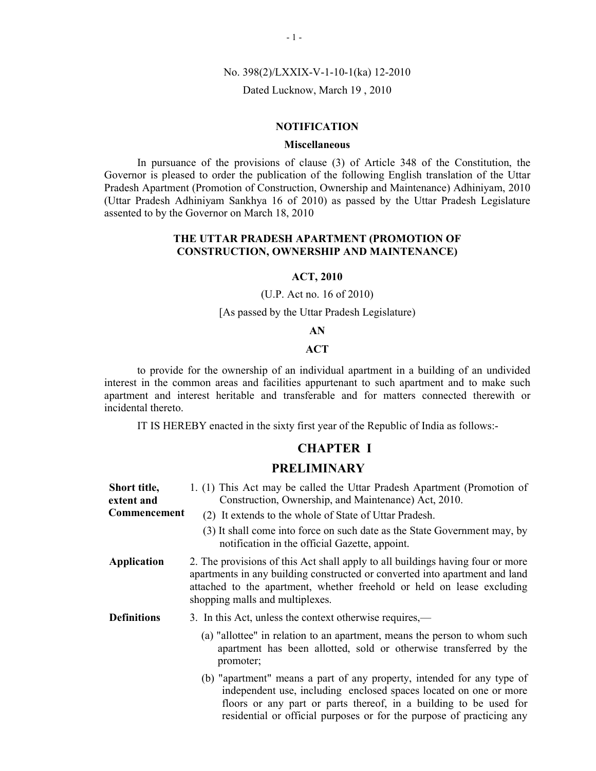No. 398(2)/LXXIX-V-1-10-1(ka) 12-2010

Dated Lucknow, March 19 , 2010

**NOTIFICATION**

**Miscellaneous**

In pursuance of the provisions of clause (3) of Article 348 of the Constitution, the Governor is pleased to order the publication of the following English translation of the Uttar Pradesh Apartment (Promotion of Construction, Ownership and Maintenance) Adhiniyam, 2010 (Uttar Pradesh Adhiniyam Sankhya 16 of 2010) as passed by the Uttar Pradesh Legislature assented to by the Governor on March 18, 2010

# THE UTTAR PRADESH APARTMENT (PROMOTION OF CONSTRUCTION, OWNERSHIP AND MAINTENANCE)

# ACT, 2010

(U.P. Act no. 16 of 2010)

[As passed by the Uttar Pradesh Legislature)

**AN**

**ACT**

to provide for the ownership of an individual apartment in a building of an undivided interest in the common areas and facilities appurtenant to such apartment and to make such apartment and interest heritable and transferable and for matters connected therewith or incidental thereto.

IT IS HEREBY enacted in the sixty first year of the Republic of India as follows:-

## CHAPTER I

## PRELIMINARY

**Short title, extent and Commencement**

1. (1) This Act may be called the Uttar Pradesh Apartment (Promotion of Construction, Ownership, and Maintenance) Act, 2010.

   (2) It extends to the whole of State of Uttar Pradesh.

   (3) It shall come into force on such date as the State Government may, by notification in the official Gazette, appoint.

**Application**

2. The provisions of this Act shall apply to all buildings having four or more apartments in any building constructed or converted into apartment and land attached to the apartment, whether freehold or held on lease excluding shopping malls and multiplexes.

**Definitions**

3. In this Act, unless the context otherwise requires,—

   (a) "allottee" in relation to an apartment, means the person to whom such apartment has been allotted, sold or otherwise transferred by the promoter;

   (b) "apartment" means a part of any property, intended for any type of independent use, including enclosed spaces located on one or more floors or any part or parts thereof, in a building to be used for residential or official purposes or for the purpose of practicing any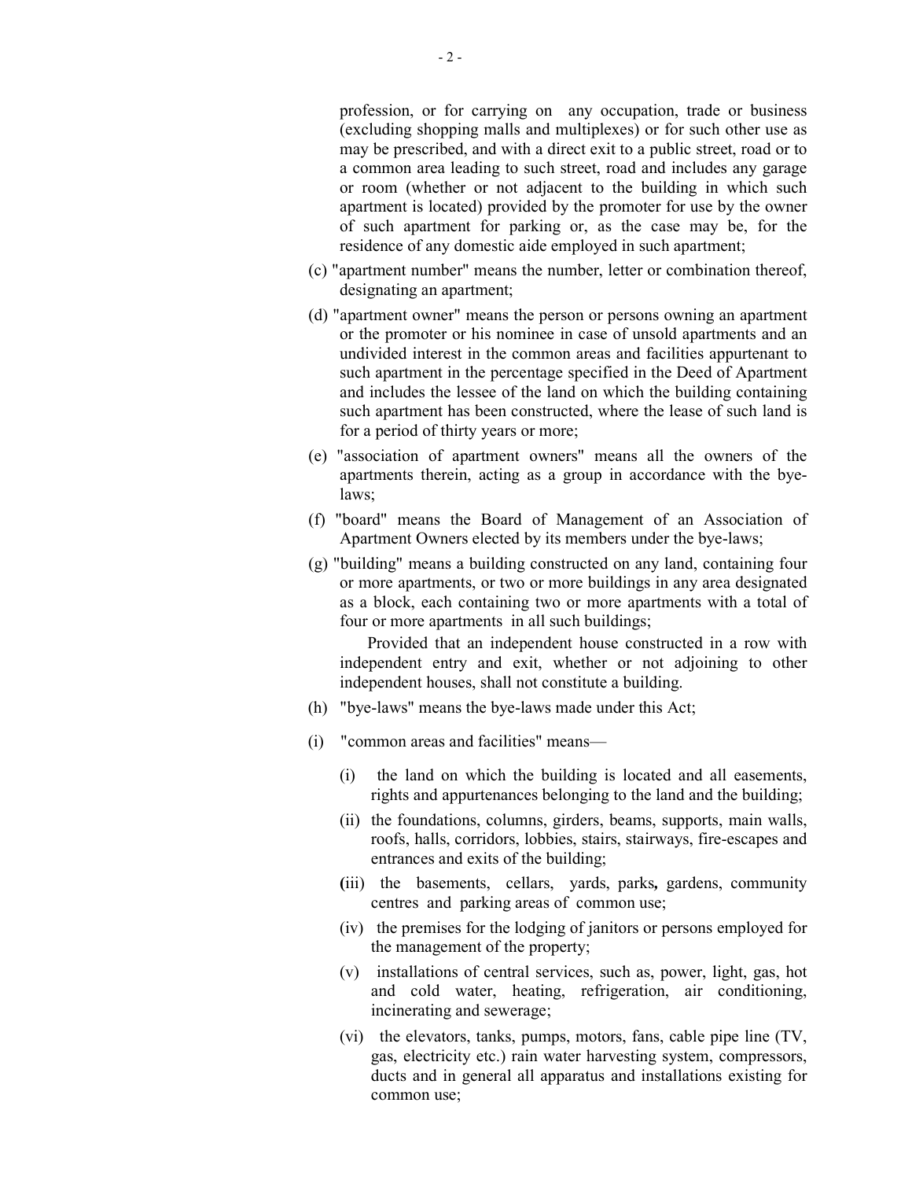profession, or for carrying on any occupation, trade or business (excluding shopping malls and multiplexes) or for such other use as may be prescribed, and with a direct exit to a public street, road or to a common area leading to such street, road and includes any garage or room (whether or not adjacent to the building in which such apartment is located) provided by the promoter for use by the owner of such apartment for parking or, as the case may be, for the residence of any domestic aide employed in such apartment;

(c) "apartment number" means the number, letter or combination thereof, designating an apartment;

(d) "apartment owner" means the person or persons owning an apartment or the promoter or his nominee in case of unsold apartments and an undivided interest in the common areas and facilities appurtenant to such apartment in the percentage specified in the Deed of Apartment and includes the lessee of the land on which the building containing such apartment has been constructed, where the lease of such land is for a period of thirty years or more;

(e) "association of apartment owners" means all the owners of the apartments therein, acting as a group in accordance with the bye-laws;

(f) "board" means the Board of Management of an Association of Apartment Owners elected by its members under the bye-laws;

(g) "building" means a building constructed on any land, containing four or more apartments, or two or more buildings in any area designated as a block, each containing two or more apartments with a total of four or more apartments in all such buildings;

Provided that an independent house constructed in a row with independent entry and exit, whether or not adjoining to other independent houses, shall not constitute a building.

(h) "bye-laws" means the bye-laws made under this Act;

(i) "common areas and facilities" means—

(i) the land on which the building is located and all easements, rights and appurtenances belonging to the land and the building;

(ii) the foundations, columns, girders, beams, supports, main walls, roofs, halls, corridors, lobbies, stairs, stairways, fire-escapes and entrances and exits of the building;

(iii) the basements, cellars, yards, parks, gardens, community centres and parking areas of common use;

(iv) the premises for the lodging of janitors or persons employed for the management of the property;

(v) installations of central services, such as, power, light, gas, hot and cold water, heating, refrigeration, air conditioning, incinerating and sewerage;

(vi) the elevators, tanks, pumps, motors, fans, cable pipe line (TV, gas, electricity etc.) rain water harvesting system, compressors, ducts and in general all apparatus and installations existing for common use;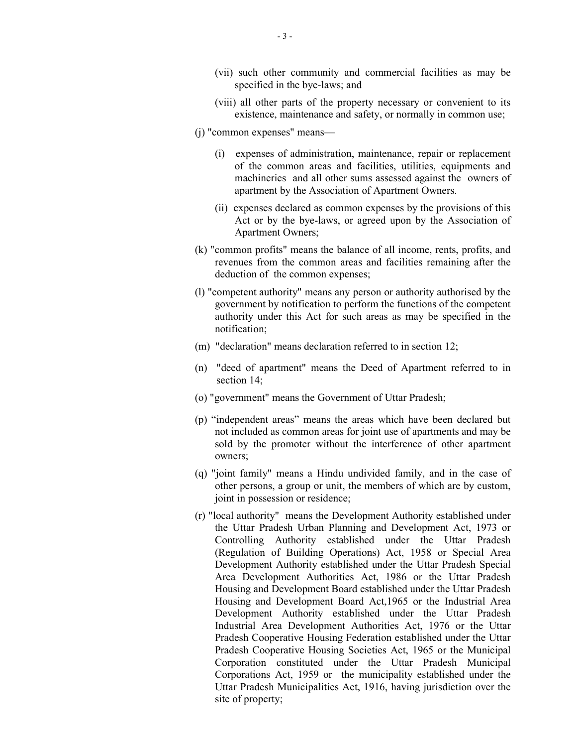(vii) such other community and commercial facilities as may be specified in the bye-laws; and

(viii) all other parts of the property necessary or convenient to its existence, maintenance and safety, or normally in common use;

(j) "common expenses" means—

(i) expenses of administration, maintenance, repair or replacement of the common areas and facilities, utilities, equipments and machineries and all other sums assessed against the owners of apartment by the Association of Apartment Owners.

(ii) expenses declared as common expenses by the provisions of this Act or by the bye-laws, or agreed upon by the Association of Apartment Owners;

(k) "common profits" means the balance of all income, rents, profits, and revenues from the common areas and facilities remaining after the deduction of the common expenses;

(l) "competent authority" means any person or authority authorised by the government by notification to perform the functions of the competent authority under this Act for such areas as may be specified in the notification;

(m) "declaration" means declaration referred to in section 12;

(n) "deed of apartment" means the Deed of Apartment referred to in section 14;

(o) "government" means the Government of Uttar Pradesh;

(p) "independent areas" means the areas which have been declared but not included as common areas for joint use of apartments and may be sold by the promoter without the interference of other apartment owners;

(q) "joint family" means a Hindu undivided family, and in the case of other persons, a group or unit, the members of which are by custom, joint in possession or residence;

(r) "local authority" means the Development Authority established under the Uttar Pradesh Urban Planning and Development Act, 1973 or Controlling Authority established under the Uttar Pradesh (Regulation of Building Operations) Act, 1958 or Special Area Development Authority established under the Uttar Pradesh Special Area Development Authorities Act, 1986 or the Uttar Pradesh Housing and Development Board established under the Uttar Pradesh Housing and Development Board Act,1965 or the Industrial Area Development Authority established under the Uttar Pradesh Industrial Area Development Authorities Act, 1976 or the Uttar Pradesh Cooperative Housing Federation established under the Uttar Pradesh Cooperative Housing Societies Act, 1965 or the Municipal Corporation constituted under the Uttar Pradesh Municipal Corporations Act, 1959 or the municipality established under the Uttar Pradesh Municipalities Act, 1916, having jurisdiction over the site of property;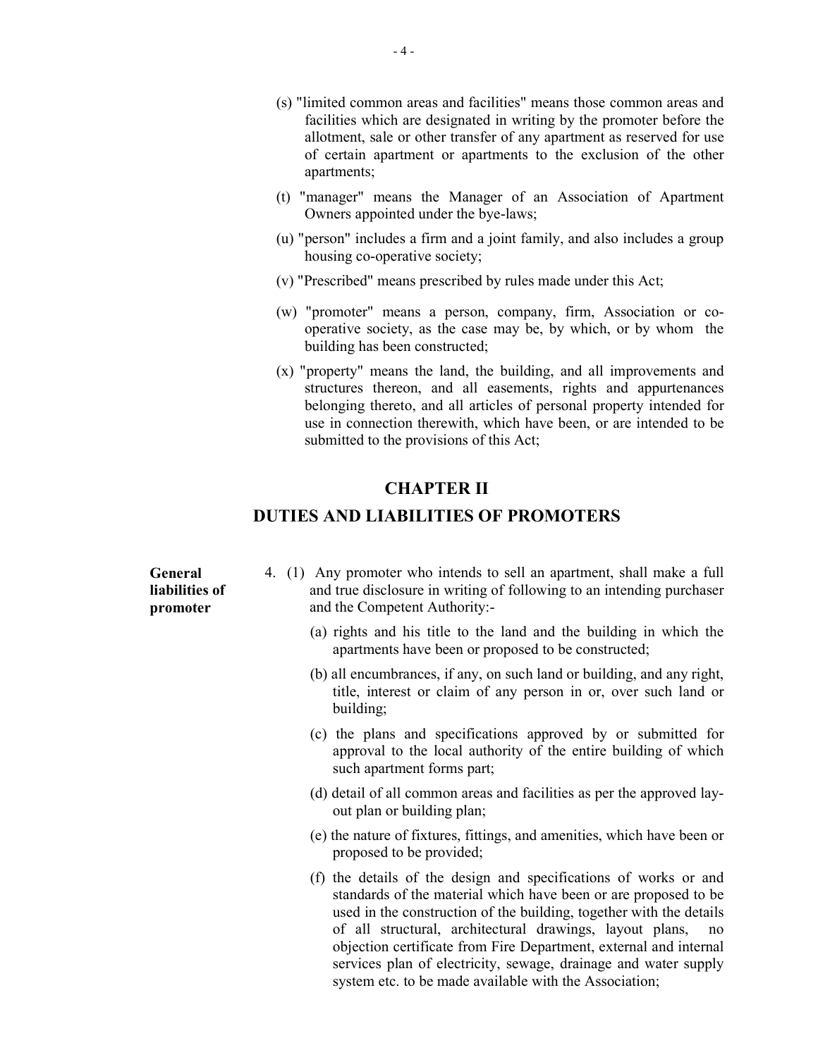(s) "limited common areas and facilities" means those common areas and facilities which are designated in writing by the promoter before the allotment, sale or other transfer of any apartment as reserved for use of certain apartment or apartments to the exclusion of the other apartments;

(t) "manager" means the Manager of an Association of Apartment Owners appointed under the bye-laws;

(u) "person" includes a firm and a joint family, and also includes a group housing co-operative society;

(v) "Prescribed" means prescribed by rules made under this Act;

(w) "promoter" means a person, company, firm, Association or co-operative society, as the case may be, by which, or by whom the building has been constructed;

(x) "property" means the land, the building, and all improvements and structures thereon, and all easements, rights and appurtenances belonging thereto, and all articles of personal property intended for use in connection therewith, which have been, or are intended to be submitted to the provisions of this Act;

## CHAPTER II

## DUTIES AND LIABILITIES OF PROMOTERS

**General liabilities of promoter**

4. (1) Any promoter who intends to sell an apartment, shall make a full and true disclosure in writing of following to an intending purchaser and the Competent Authority:-

(a) rights and his title to the land and the building in which the apartments have been or proposed to be constructed;

(b) all encumbrances, if any, on such land or building, and any right, title, interest or claim of any person in or, over such land or building;

(c) the plans and specifications approved by or submitted for approval to the local authority of the entire building of which such apartment forms part;

(d) detail of all common areas and facilities as per the approved lay-out plan or building plan;

(e) the nature of fixtures, fittings, and amenities, which have been or proposed to be provided;

(f) the details of the design and specifications of works or and standards of the material which have been or are proposed to be used in the construction of the building, together with the details of all structural, architectural drawings, layout plans, no objection certificate from Fire Department, external and internal services plan of electricity, sewage, drainage and water supply system etc. to be made available with the Association;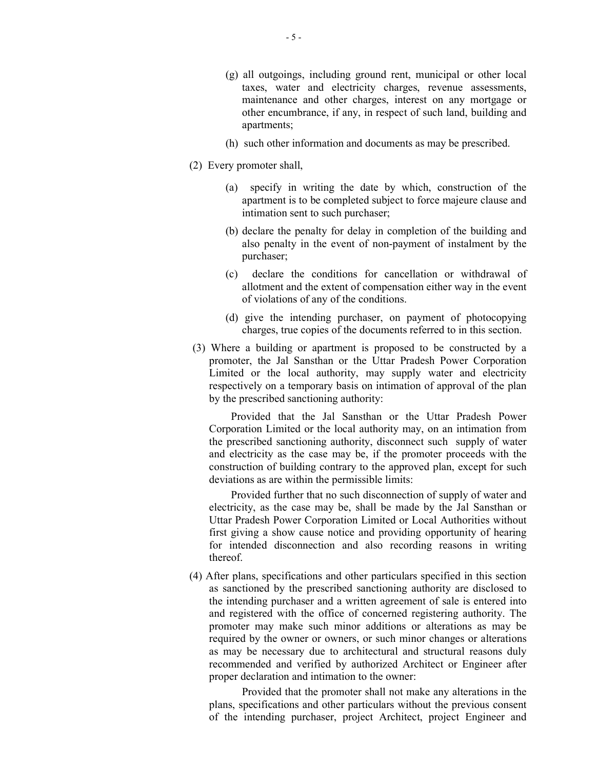(g) all outgoings, including ground rent, municipal or other local taxes, water and electricity charges, revenue assessments, maintenance and other charges, interest on any mortgage or other encumbrance, if any, in respect of such land, building and apartments;

(h) such other information and documents as may be prescribed.

(2) Every promoter shall,

(a) specify in writing the date by which, construction of the apartment is to be completed subject to force majeure clause and intimation sent to such purchaser;

(b) declare the penalty for delay in completion of the building and also penalty in the event of non-payment of instalment by the purchaser;

(c) declare the conditions for cancellation or withdrawal of allotment and the extent of compensation either way in the event of violations of any of the conditions.

(d) give the intending purchaser, on payment of photocopying charges, true copies of the documents referred to in this section.

(3) Where a building or apartment is proposed to be constructed by a promoter, the Jal Sansthan or the Uttar Pradesh Power Corporation Limited or the local authority, may supply water and electricity respectively on a temporary basis on intimation of approval of the plan by the prescribed sanctioning authority:

Provided that the Jal Sansthan or the Uttar Pradesh Power Corporation Limited or the local authority may, on an intimation from the prescribed sanctioning authority, disconnect such supply of water and electricity as the case may be, if the promoter proceeds with the construction of building contrary to the approved plan, except for such deviations as are within the permissible limits:

Provided further that no such disconnection of supply of water and electricity, as the case may be, shall be made by the Jal Sansthan or Uttar Pradesh Power Corporation Limited or Local Authorities without first giving a show cause notice and providing opportunity of hearing for intended disconnection and also recording reasons in writing thereof.

(4) After plans, specifications and other particulars specified in this section as sanctioned by the prescribed sanctioning authority are disclosed to the intending purchaser and a written agreement of sale is entered into and registered with the office of concerned registering authority. The promoter may make such minor additions or alterations as may be required by the owner or owners, or such minor changes or alterations as may be necessary due to architectural and structural reasons duly recommended and verified by authorized Architect or Engineer after proper declaration and intimation to the owner:

Provided that the promoter shall not make any alterations in the plans, specifications and other particulars without the previous consent of the intending purchaser, project Architect, project Engineer and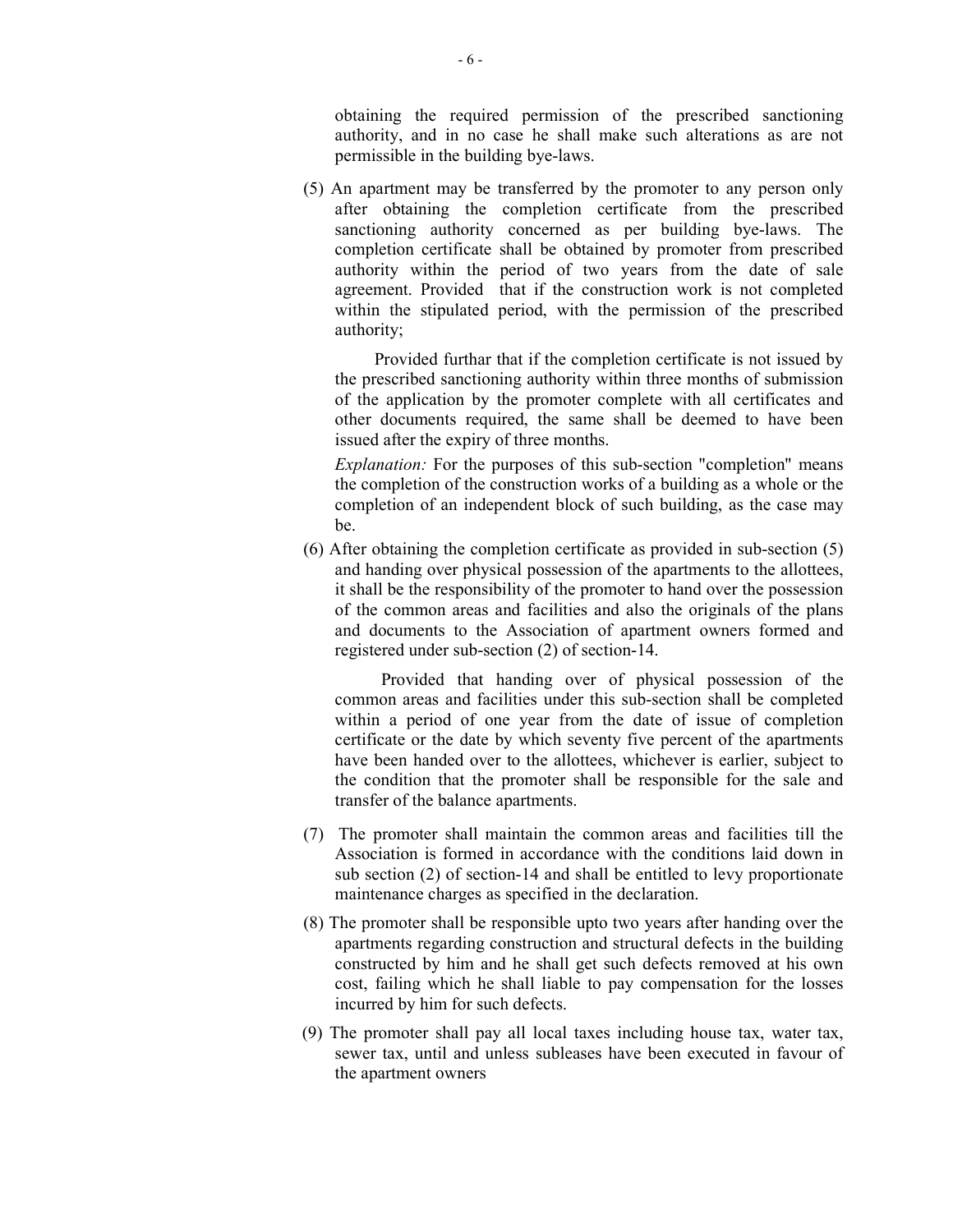obtaining the required permission of the prescribed sanctioning authority, and in no case he shall make such alterations as are not permissible in the building bye-laws.

(5) An apartment may be transferred by the promoter to any person only after obtaining the completion certificate from the prescribed sanctioning authority concerned as per building bye-laws. The completion certificate shall be obtained by promoter from prescribed authority within the period of two years from the date of sale agreement. Provided that if the construction work is not completed within the stipulated period, with the permission of the prescribed authority;

Provided furthar that if the completion certificate is not issued by the prescribed sanctioning authority within three months of submission of the application by the promoter complete with all certificates and other documents required, the same shall be deemed to have been issued after the expiry of three months.

*Explanation:* For the purposes of this sub-section "completion" means the completion of the construction works of a building as a whole or the completion of an independent block of such building, as the case may be.

(6) After obtaining the completion certificate as provided in sub-section (5) and handing over physical possession of the apartments to the allottees, it shall be the responsibility of the promoter to hand over the possession of the common areas and facilities and also the originals of the plans and documents to the Association of apartment owners formed and registered under sub-section (2) of section-14.

Provided that handing over of physical possession of the common areas and facilities under this sub-section shall be completed within a period of one year from the date of issue of completion certificate or the date by which seventy five percent of the apartments have been handed over to the allottees, whichever is earlier, subject to the condition that the promoter shall be responsible for the sale and transfer of the balance apartments.

(7) The promoter shall maintain the common areas and facilities till the Association is formed in accordance with the conditions laid down in sub section (2) of section-14 and shall be entitled to levy proportionate maintenance charges as specified in the declaration.

(8) The promoter shall be responsible upto two years after handing over the apartments regarding construction and structural defects in the building constructed by him and he shall get such defects removed at his own cost, failing which he shall liable to pay compensation for the losses incurred by him for such defects.

(9) The promoter shall pay all local taxes including house tax, water tax, sewer tax, until and unless subleases have been executed in favour of the apartment owners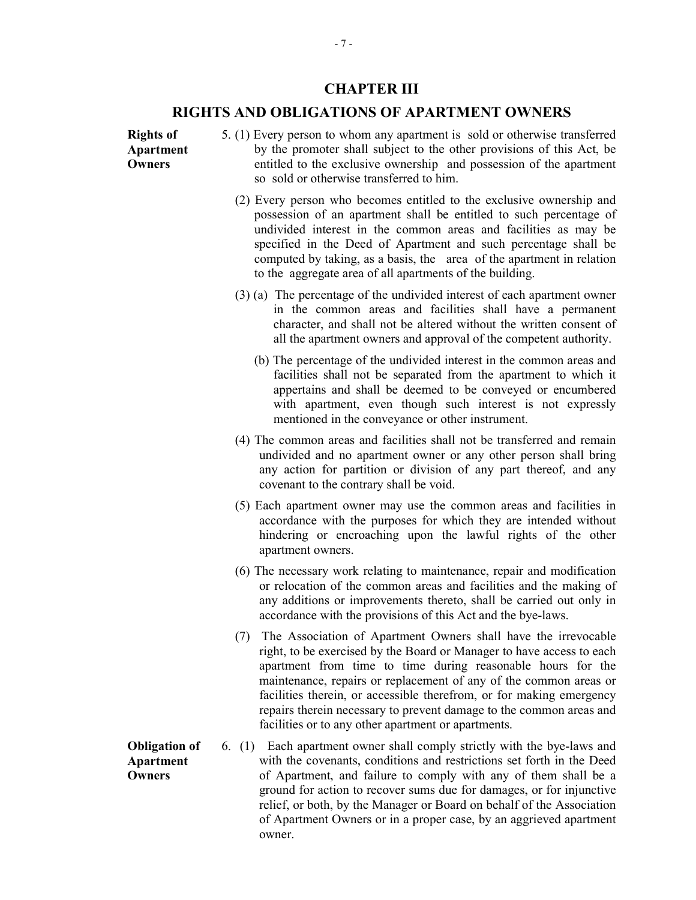## CHAPTER III

## RIGHTS AND OBLIGATIONS OF APARTMENT OWNERS

**Rights of Apartment Owners**

5. (1) Every person to whom any apartment is sold or otherwise transferred by the promoter shall subject to the other provisions of this Act, be entitled to the exclusive ownership and possession of the apartment so sold or otherwise transferred to him.

(2) Every person who becomes entitled to the exclusive ownership and possession of an apartment shall be entitled to such percentage of undivided interest in the common areas and facilities as may be specified in the Deed of Apartment and such percentage shall be computed by taking, as a basis, the area of the apartment in relation to the aggregate area of all apartments of the building.

(3) (a) The percentage of the undivided interest of each apartment owner in the common areas and facilities shall have a permanent character, and shall not be altered without the written consent of all the apartment owners and approval of the competent authority.

(b) The percentage of the undivided interest in the common areas and facilities shall not be separated from the apartment to which it appertains and shall be deemed to be conveyed or encumbered with apartment, even though such interest is not expressly mentioned in the conveyance or other instrument.

(4) The common areas and facilities shall not be transferred and remain undivided and no apartment owner or any other person shall bring any action for partition or division of any part thereof, and any covenant to the contrary shall be void.

(5) Each apartment owner may use the common areas and facilities in accordance with the purposes for which they are intended without hindering or encroaching upon the lawful rights of the other apartment owners.

(6) The necessary work relating to maintenance, repair and modification or relocation of the common areas and facilities and the making of any additions or improvements thereto, shall be carried out only in accordance with the provisions of this Act and the bye-laws.

(7) The Association of Apartment Owners shall have the irrevocable right, to be exercised by the Board or Manager to have access to each apartment from time to time during reasonable hours for the maintenance, repairs or replacement of any of the common areas or facilities therein, or accessible therefrom, or for making emergency repairs therein necessary to prevent damage to the common areas and facilities or to any other apartment or apartments.

**Obligation of Apartment Owners**

6. (1) Each apartment owner shall comply strictly with the bye-laws and with the covenants, conditions and restrictions set forth in the Deed of Apartment, and failure to comply with any of them shall be a ground for action to recover sums due for damages, or for injunctive relief, or both, by the Manager or Board on behalf of the Association of Apartment Owners or in a proper case, by an aggrieved apartment owner.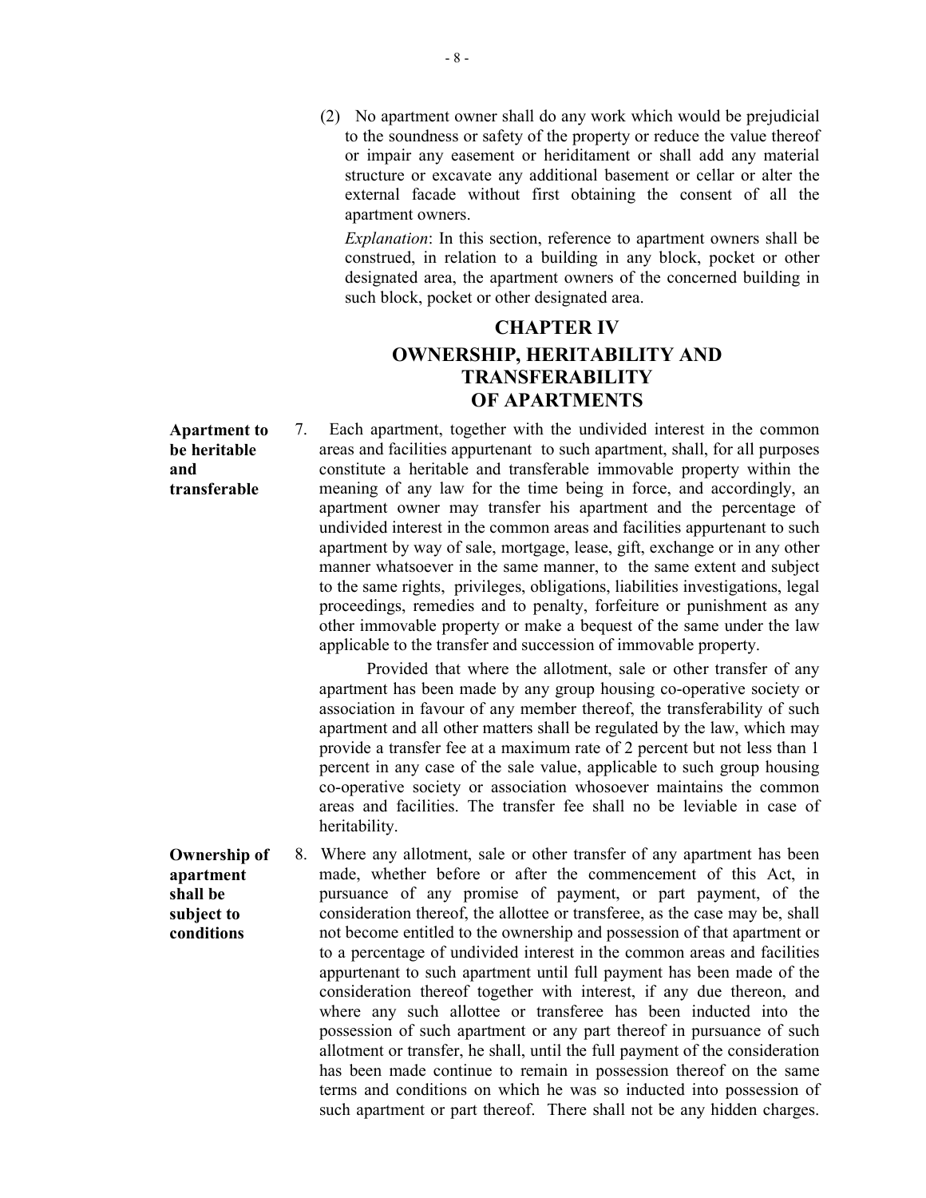(2) No apartment owner shall do any work which would be prejudicial to the soundness or safety of the property or reduce the value thereof or impair any easement or heriditament or shall add any material structure or excavate any additional basement or cellar or alter the external facade without first obtaining the consent of all the apartment owners.

*Explanation*: In this section, reference to apartment owners shall be construed, in relation to a building in any block, pocket or other designated area, the apartment owners of the concerned building in such block, pocket or other designated area.

## CHAPTER IV

## OWNERSHIP, HERITABILITY AND TRANSFERABILITY OF APARTMENTS

**Apartment to be heritable and transferable**

7. Each apartment, together with the undivided interest in the common areas and facilities appurtenant to such apartment, shall, for all purposes constitute a heritable and transferable immovable property within the meaning of any law for the time being in force, and accordingly, an apartment owner may transfer his apartment and the percentage of undivided interest in the common areas and facilities appurtenant to such apartment by way of sale, mortgage, lease, gift, exchange or in any other manner whatsoever in the same manner, to the same extent and subject to the same rights, privileges, obligations, liabilities investigations, legal proceedings, remedies and to penalty, forfeiture or punishment as any other immovable property or make a bequest of the same under the law applicable to the transfer and succession of immovable property.

Provided that where the allotment, sale or other transfer of any apartment has been made by any group housing co-operative society or association in favour of any member thereof, the transferability of such apartment and all other matters shall be regulated by the law, which may provide a transfer fee at a maximum rate of 2 percent but not less than 1 percent in any case of the sale value, applicable to such group housing co-operative society or association whosoever maintains the common areas and facilities. The transfer fee shall no be leviable in case of heritability.

**Ownership of apartment shall be subject to conditions**

8. Where any allotment, sale or other transfer of any apartment has been made, whether before or after the commencement of this Act, in pursuance of any promise of payment, or part payment, of the consideration thereof, the allottee or transferee, as the case may be, shall not become entitled to the ownership and possession of that apartment or to a percentage of undivided interest in the common areas and facilities appurtenant to such apartment until full payment has been made of the consideration thereof together with interest, if any due thereon, and where any such allottee or transferee has been inducted into the possession of such apartment or any part thereof in pursuance of such allotment or transfer, he shall, until the full payment of the consideration has been made continue to remain in possession thereof on the same terms and conditions on which he was so inducted into possession of such apartment or part thereof. There shall not be any hidden charges.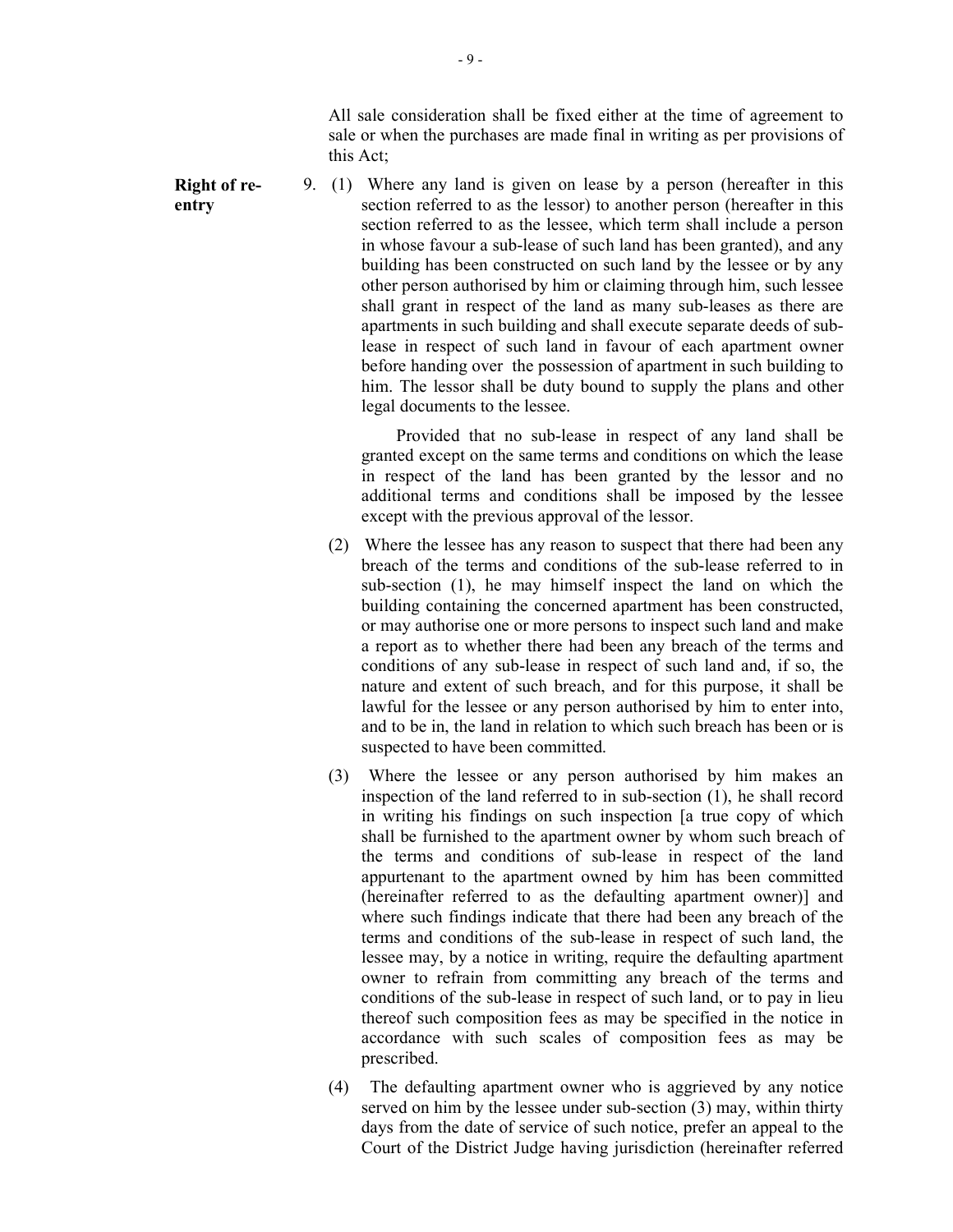All sale consideration shall be fixed either at the time of agreement to sale or when the purchases are made final in writing as per provisions of this Act;

**Right of re-entry**

9. (1) Where any land is given on lease by a person (hereafter in this section referred to as the lessor) to another person (hereafter in this section referred to as the lessee, which term shall include a person in whose favour a sub-lease of such land has been granted), and any building has been constructed on such land by the lessee or by any other person authorised by him or claiming through him, such lessee shall grant in respect of the land as many sub-leases as there are apartments in such building and shall execute separate deeds of sub-lease in respect of such land in favour of each apartment owner before handing over the possession of apartment in such building to him. The lessor shall be duty bound to supply the plans and other legal documents to the lessee.

Provided that no sub-lease in respect of any land shall be granted except on the same terms and conditions on which the lease in respect of the land has been granted by the lessor and no additional terms and conditions shall be imposed by the lessee except with the previous approval of the lessor.

(2) Where the lessee has any reason to suspect that there had been any breach of the terms and conditions of the sub-lease referred to in sub-section (1), he may himself inspect the land on which the building containing the concerned apartment has been constructed, or may authorise one or more persons to inspect such land and make a report as to whether there had been any breach of the terms and conditions of any sub-lease in respect of such land and, if so, the nature and extent of such breach, and for this purpose, it shall be lawful for the lessee or any person authorised by him to enter into, and to be in, the land in relation to which such breach has been or is suspected to have been committed.

(3) Where the lessee or any person authorised by him makes an inspection of the land referred to in sub-section (1), he shall record in writing his findings on such inspection [a true copy of which shall be furnished to the apartment owner by whom such breach of the terms and conditions of sub-lease in respect of the land appurtenant to the apartment owned by him has been committed (hereinafter referred to as the defaulting apartment owner)] and where such findings indicate that there had been any breach of the terms and conditions of the sub-lease in respect of such land, the lessee may, by a notice in writing, require the defaulting apartment owner to refrain from committing any breach of the terms and conditions of the sub-lease in respect of such land, or to pay in lieu thereof such composition fees as may be specified in the notice in accordance with such scales of composition fees as may be prescribed.

(4) The defaulting apartment owner who is aggrieved by any notice served on him by the lessee under sub-section (3) may, within thirty days from the date of service of such notice, prefer an appeal to the Court of the District Judge having jurisdiction (hereinafter referred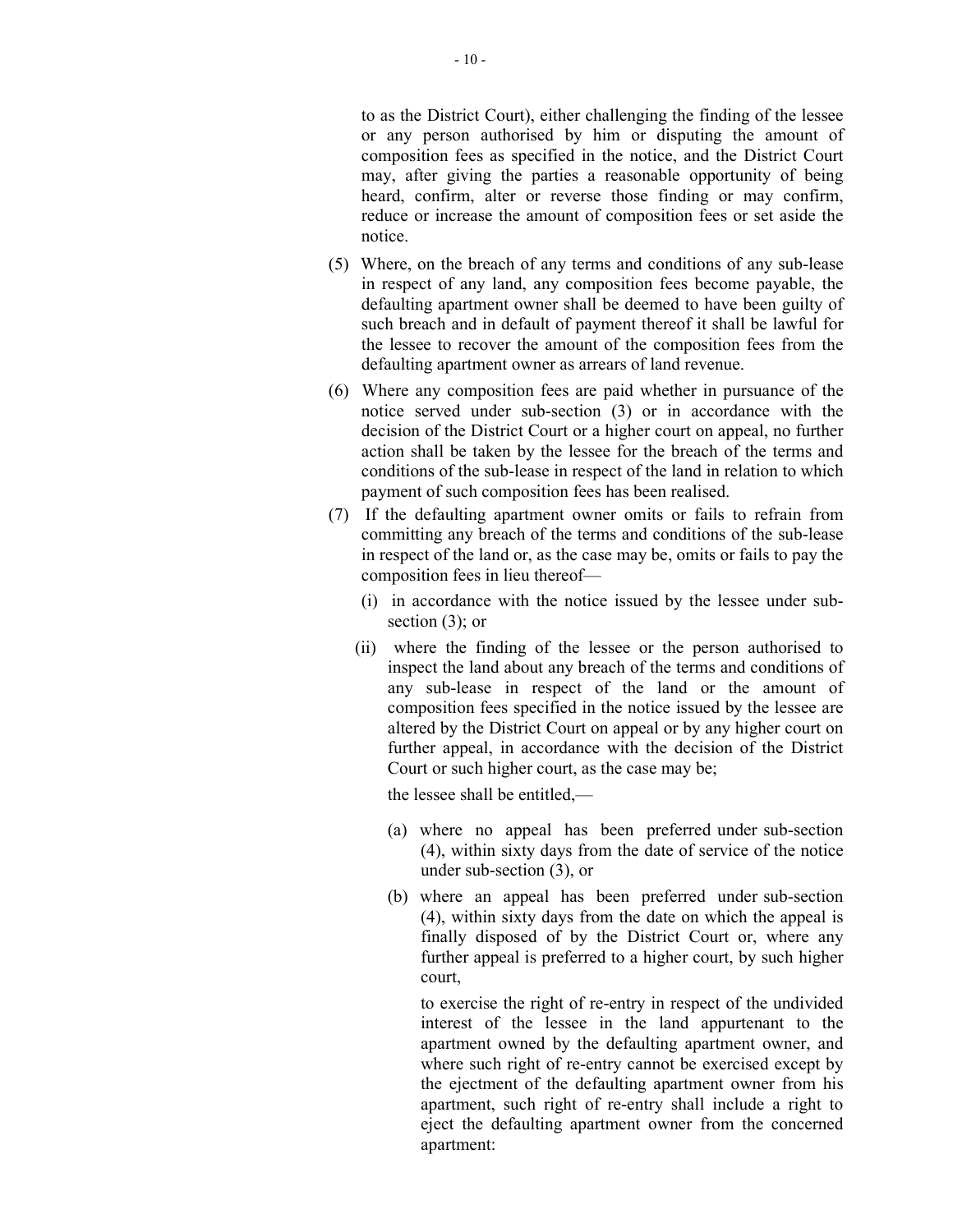to as the District Court), either challenging the finding of the lessee or any person authorised by him or disputing the amount of composition fees as specified in the notice, and the District Court may, after giving the parties a reasonable opportunity of being heard, confirm, alter or reverse those finding or may confirm, reduce or increase the amount of composition fees or set aside the notice.

(5) Where, on the breach of any terms and conditions of any sub-lease in respect of any land, any composition fees become payable, the defaulting apartment owner shall be deemed to have been guilty of such breach and in default of payment thereof it shall be lawful for the lessee to recover the amount of the composition fees from the defaulting apartment owner as arrears of land revenue.

(6) Where any composition fees are paid whether in pursuance of the notice served under sub-section (3) or in accordance with the decision of the District Court or a higher court on appeal, no further action shall be taken by the lessee for the breach of the terms and conditions of the sub-lease in respect of the land in relation to which payment of such composition fees has been realised.

(7) If the defaulting apartment owner omits or fails to refrain from committing any breach of the terms and conditions of the sub-lease in respect of the land or, as the case may be, omits or fails to pay the composition fees in lieu thereof—

(i) in accordance with the notice issued by the lessee under sub-section (3); or

(ii) where the finding of the lessee or the person authorised to inspect the land about any breach of the terms and conditions of any sub-lease in respect of the land or the amount of composition fees specified in the notice issued by the lessee are altered by the District Court on appeal or by any higher court on further appeal, in accordance with the decision of the District Court or such higher court, as the case may be;

the lessee shall be entitled,—

(a) where no appeal has been preferred under sub-section (4), within sixty days from the date of service of the notice under sub-section (3), or

(b) where an appeal has been preferred under sub-section (4), within sixty days from the date on which the appeal is finally disposed of by the District Court or, where any further appeal is preferred to a higher court, by such higher court,

to exercise the right of re-entry in respect of the undivided interest of the lessee in the land appurtenant to the apartment owned by the defaulting apartment owner, and where such right of re-entry cannot be exercised except by the ejectment of the defaulting apartment owner from his apartment, such right of re-entry shall include a right to eject the defaulting apartment owner from the concerned apartment: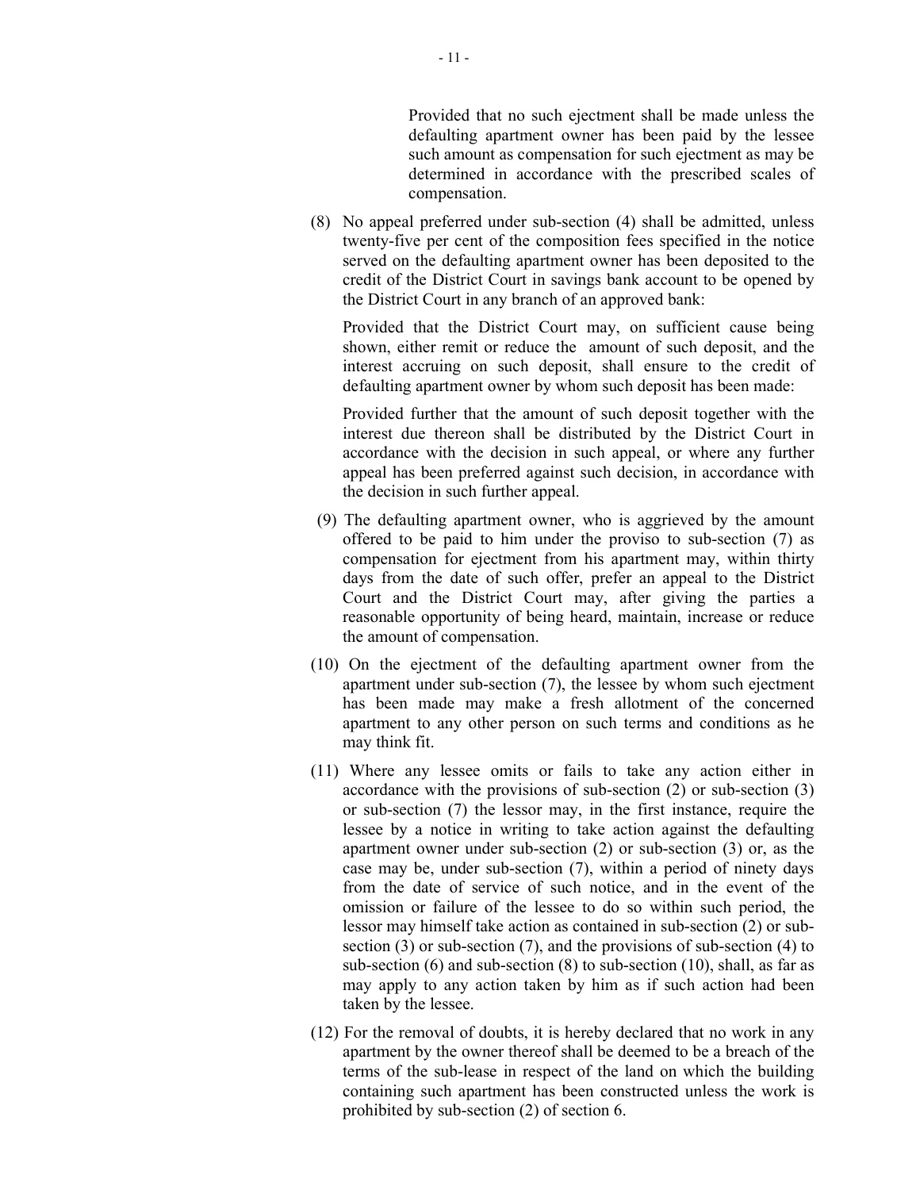Provided that no such ejectment shall be made unless the defaulting apartment owner has been paid by the lessee such amount as compensation for such ejectment as may be determined in accordance with the prescribed scales of compensation.

(8) No appeal preferred under sub-section (4) shall be admitted, unless twenty-five per cent of the composition fees specified in the notice served on the defaulting apartment owner has been deposited to the credit of the District Court in savings bank account to be opened by the District Court in any branch of an approved bank:

Provided that the District Court may, on sufficient cause being shown, either remit or reduce the amount of such deposit, and the interest accruing on such deposit, shall ensure to the credit of defaulting apartment owner by whom such deposit has been made:

Provided further that the amount of such deposit together with the interest due thereon shall be distributed by the District Court in accordance with the decision in such appeal, or where any further appeal has been preferred against such decision, in accordance with the decision in such further appeal.

(9) The defaulting apartment owner, who is aggrieved by the amount offered to be paid to him under the proviso to sub-section (7) as compensation for ejectment from his apartment may, within thirty days from the date of such offer, prefer an appeal to the District Court and the District Court may, after giving the parties a reasonable opportunity of being heard, maintain, increase or reduce the amount of compensation.

(10) On the ejectment of the defaulting apartment owner from the apartment under sub-section (7), the lessee by whom such ejectment has been made may make a fresh allotment of the concerned apartment to any other person on such terms and conditions as he may think fit.

(11) Where any lessee omits or fails to take any action either in accordance with the provisions of sub-section (2) or sub-section (3) or sub-section (7) the lessor may, in the first instance, require the lessee by a notice in writing to take action against the defaulting apartment owner under sub-section (2) or sub-section (3) or, as the case may be, under sub-section (7), within a period of ninety days from the date of service of such notice, and in the event of the omission or failure of the lessee to do so within such period, the lessor may himself take action as contained in sub-section (2) or sub-section (3) or sub-section (7), and the provisions of sub-section (4) to sub-section (6) and sub-section (8) to sub-section (10), shall, as far as may apply to any action taken by him as if such action had been taken by the lessee.

(12) For the removal of doubts, it is hereby declared that no work in any apartment by the owner thereof shall be deemed to be a breach of the terms of the sub-lease in respect of the land on which the building containing such apartment has been constructed unless the work is prohibited by sub-section (2) of section 6.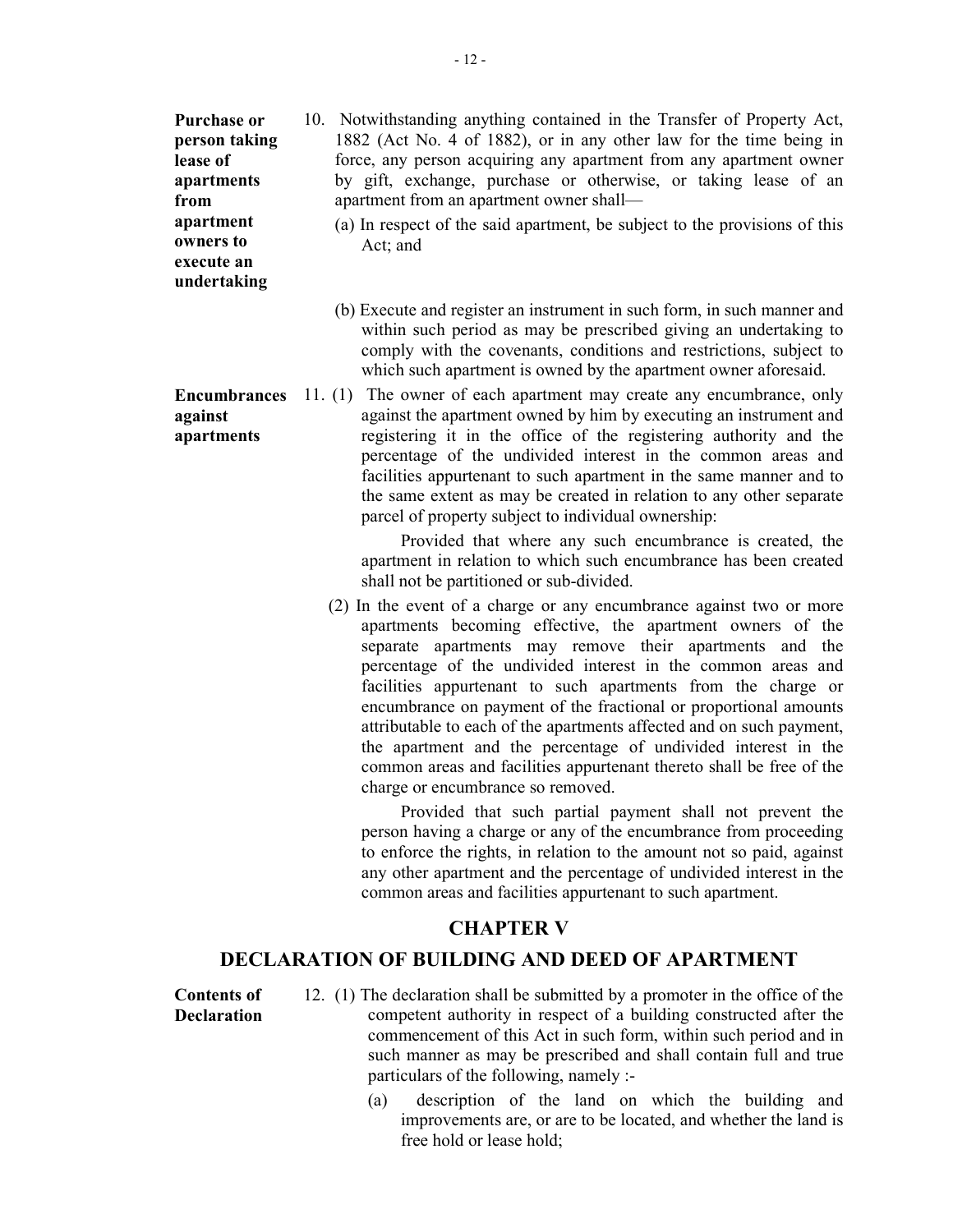**Purchase or person taking lease of apartments from apartment owners to execute an undertaking**

10. Notwithstanding anything contained in the Transfer of Property Act, 1882 (Act No. 4 of 1882), or in any other law for the time being in force, any person acquiring any apartment from any apartment owner by gift, exchange, purchase or otherwise, or taking lease of an apartment from an apartment owner shall—

(a) In respect of the said apartment, be subject to the provisions of this Act; and

(b) Execute and register an instrument in such form, in such manner and within such period as may be prescribed giving an undertaking to comply with the covenants, conditions and restrictions, subject to which such apartment is owned by the apartment owner aforesaid.

**Encumbrances against apartments**

11. (1) The owner of each apartment may create any encumbrance, only against the apartment owned by him by executing an instrument and registering it in the office of the registering authority and the percentage of the undivided interest in the common areas and facilities appurtenant to such apartment in the same manner and to the same extent as may be created in relation to any other separate parcel of property subject to individual ownership:

Provided that where any such encumbrance is created, the apartment in relation to which such encumbrance has been created shall not be partitioned or sub-divided.

(2) In the event of a charge or any encumbrance against two or more apartments becoming effective, the apartment owners of the separate apartments may remove their apartments and the percentage of the undivided interest in the common areas and facilities appurtenant to such apartments from the charge or encumbrance on payment of the fractional or proportional amounts attributable to each of the apartments affected and on such payment, the apartment and the percentage of undivided interest in the common areas and facilities appurtenant thereto shall be free of the charge or encumbrance so removed.

Provided that such partial payment shall not prevent the person having a charge or any of the encumbrance from proceeding to enforce the rights, in relation to the amount not so paid, against any other apartment and the percentage of undivided interest in the common areas and facilities appurtenant to such apartment.

## CHAPTER V

## DECLARATION OF BUILDING AND DEED OF APARTMENT

**Contents of Declaration**

12. (1) The declaration shall be submitted by a promoter in the office of the competent authority in respect of a building constructed after the commencement of this Act in such form, within such period and in such manner as may be prescribed and shall contain full and true particulars of the following, namely :-

(a) description of the land on which the building and improvements are, or are to be located, and whether the land is free hold or lease hold;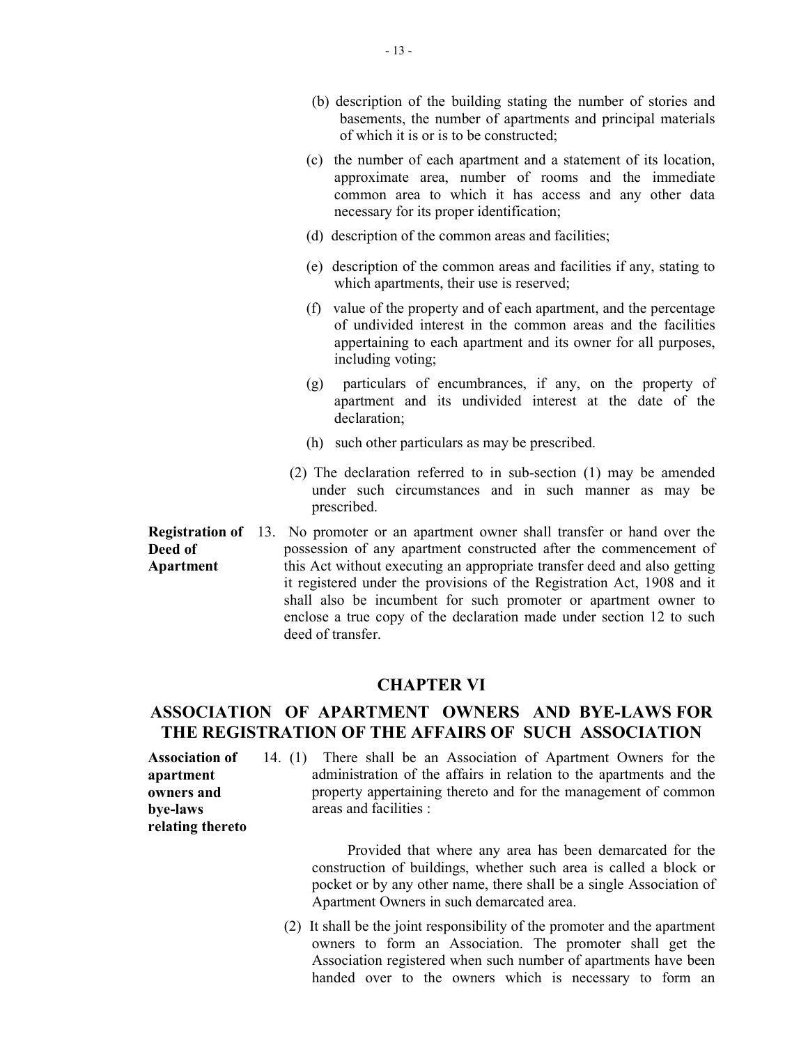(b) description of the building stating the number of stories and basements, the number of apartments and principal materials of which it is or is to be constructed;

(c) the number of each apartment and a statement of its location, approximate area, number of rooms and the immediate common area to which it has access and any other data necessary for its proper identification;

(d) description of the common areas and facilities;

(e) description of the common areas and facilities if any, stating to which apartments, their use is reserved;

(f) value of the property and of each apartment, and the percentage of undivided interest in the common areas and the facilities appertaining to each apartment and its owner for all purposes, including voting;

(g) particulars of encumbrances, if any, on the property of apartment and its undivided interest at the date of the declaration;

(h) such other particulars as may be prescribed.

(2) The declaration referred to in sub-section (1) may be amended under such circumstances and in such manner as may be prescribed.

**Registration of Deed of Apartment**

13. No promoter or an apartment owner shall transfer or hand over the possession of any apartment constructed after the commencement of this Act without executing an appropriate transfer deed and also getting it registered under the provisions of the Registration Act, 1908 and it shall also be incumbent for such promoter or apartment owner to enclose a true copy of the declaration made under section 12 to such deed of transfer.

## CHAPTER VI

## ASSOCIATION OF APARTMENT OWNERS AND BYE-LAWS FOR THE REGISTRATION OF THE AFFAIRS OF SUCH ASSOCIATION

**Association of apartment owners and bye-laws relating thereto**

14. (1) There shall be an Association of Apartment Owners for the administration of the affairs in relation to the apartments and the property appertaining thereto and for the management of common areas and facilities :

Provided that where any area has been demarcated for the construction of buildings, whether such area is called a block or pocket or by any other name, there shall be a single Association of Apartment Owners in such demarcated area.

(2) It shall be the joint responsibility of the promoter and the apartment owners to form an Association. The promoter shall get the Association registered when such number of apartments have been handed over to the owners which is necessary to form an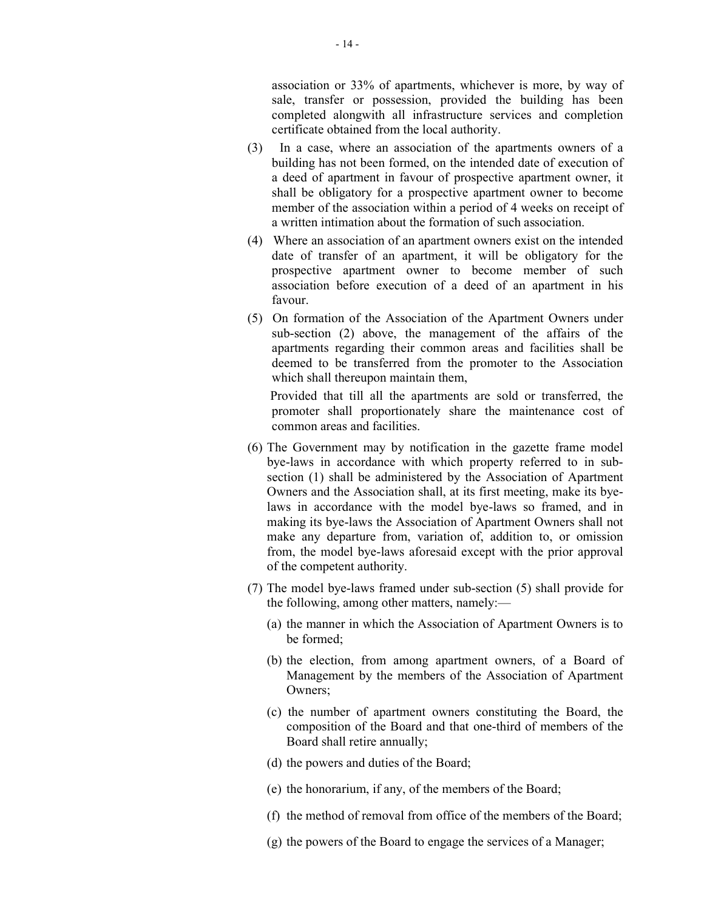association or 33% of apartments, whichever is more, by way of sale, transfer or possession, provided the building has been completed alongwith all infrastructure services and completion certificate obtained from the local authority.

(3) In a case, where an association of the apartments owners of a building has not been formed, on the intended date of execution of a deed of apartment in favour of prospective apartment owner, it shall be obligatory for a prospective apartment owner to become member of the association within a period of 4 weeks on receipt of a written intimation about the formation of such association.

(4) Where an association of an apartment owners exist on the intended date of transfer of an apartment, it will be obligatory for the prospective apartment owner to become member of such association before execution of a deed of an apartment in his favour.

(5) On formation of the Association of the Apartment Owners under sub-section (2) above, the management of the affairs of the apartments regarding their common areas and facilities shall be deemed to be transferred from the promoter to the Association which shall thereupon maintain them,

Provided that till all the apartments are sold or transferred, the promoter shall proportionately share the maintenance cost of common areas and facilities.

(6) The Government may by notification in the gazette frame model bye-laws in accordance with which property referred to in sub-section (1) shall be administered by the Association of Apartment Owners and the Association shall, at its first meeting, make its bye-laws in accordance with the model bye-laws so framed, and in making its bye-laws the Association of Apartment Owners shall not make any departure from, variation of, addition to, or omission from, the model bye-laws aforesaid except with the prior approval of the competent authority.

(7) The model bye-laws framed under sub-section (5) shall provide for the following, among other matters, namely:—

(a) the manner in which the Association of Apartment Owners is to be formed;

(b) the election, from among apartment owners, of a Board of Management by the members of the Association of Apartment Owners;

(c) the number of apartment owners constituting the Board, the composition of the Board and that one-third of members of the Board shall retire annually;

(d) the powers and duties of the Board;

(e) the honorarium, if any, of the members of the Board;

(f) the method of removal from office of the members of the Board;

(g) the powers of the Board to engage the services of a Manager;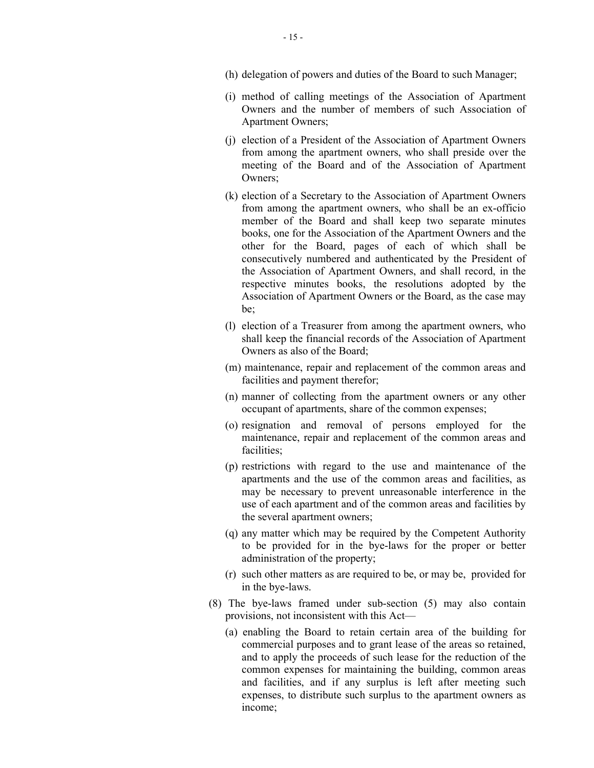(h) delegation of powers and duties of the Board to such Manager;

(i) method of calling meetings of the Association of Apartment Owners and the number of members of such Association of Apartment Owners;

(j) election of a President of the Association of Apartment Owners from among the apartment owners, who shall preside over the meeting of the Board and of the Association of Apartment Owners;

(k) election of a Secretary to the Association of Apartment Owners from among the apartment owners, who shall be an ex-officio member of the Board and shall keep two separate minutes books, one for the Association of the Apartment Owners and the other for the Board, pages of each of which shall be consecutively numbered and authenticated by the President of the Association of Apartment Owners, and shall record, in the respective minutes books, the resolutions adopted by the Association of Apartment Owners or the Board, as the case may be;

(l) election of a Treasurer from among the apartment owners, who shall keep the financial records of the Association of Apartment Owners as also of the Board;

(m) maintenance, repair and replacement of the common areas and facilities and payment therefor;

(n) manner of collecting from the apartment owners or any other occupant of apartments, share of the common expenses;

(o) resignation and removal of persons employed for the maintenance, repair and replacement of the common areas and facilities;

(p) restrictions with regard to the use and maintenance of the apartments and the use of the common areas and facilities, as may be necessary to prevent unreasonable interference in the use of each apartment and of the common areas and facilities by the several apartment owners;

(q) any matter which may be required by the Competent Authority to be provided for in the bye-laws for the proper or better administration of the property;

(r) such other matters as are required to be, or may be, provided for in the bye-laws.

(8) The bye-laws framed under sub-section (5) may also contain provisions, not inconsistent with this Act—

(a) enabling the Board to retain certain area of the building for commercial purposes and to grant lease of the areas so retained, and to apply the proceeds of such lease for the reduction of the common expenses for maintaining the building, common areas and facilities, and if any surplus is left after meeting such expenses, to distribute such surplus to the apartment owners as income;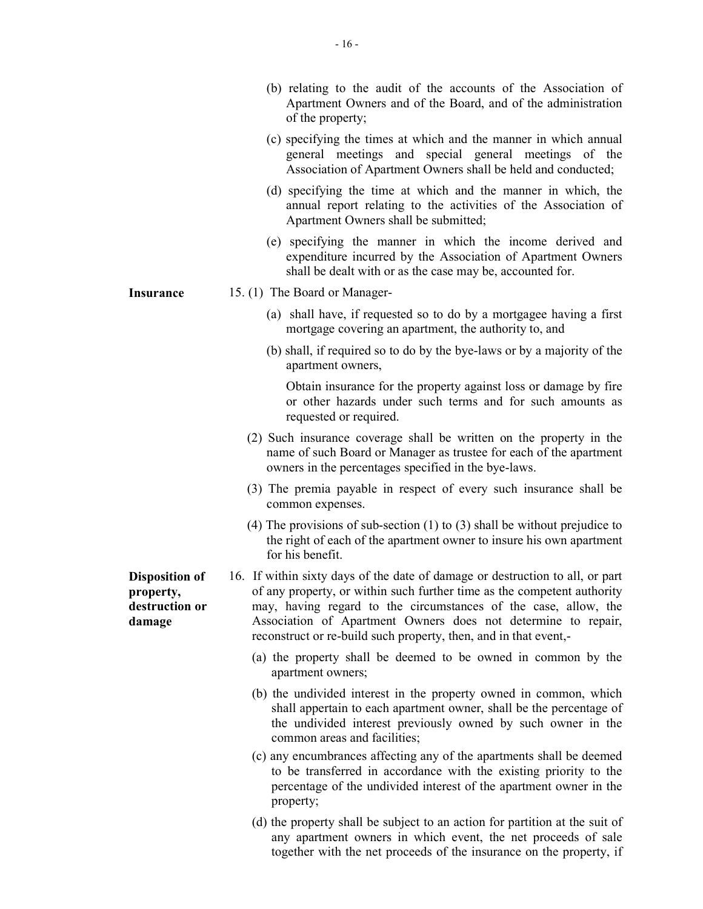(b) relating to the audit of the accounts of the Association of Apartment Owners and of the Board, and of the administration of the property;

(c) specifying the times at which and the manner in which annual general meetings and special general meetings of the Association of Apartment Owners shall be held and conducted;

(d) specifying the time at which and the manner in which, the annual report relating to the activities of the Association of Apartment Owners shall be submitted;

(e) specifying the manner in which the income derived and expenditure incurred by the Association of Apartment Owners shall be dealt with or as the case may be, accounted for.

**Insurance**

15. (1) The Board or Manager-

(a) shall have, if requested so to do by a mortgagee having a first mortgage covering an apartment, the authority to, and

(b) shall, if required so to do by the bye-laws or by a majority of the apartment owners,

Obtain insurance for the property against loss or damage by fire or other hazards under such terms and for such amounts as requested or required.

(2) Such insurance coverage shall be written on the property in the name of such Board or Manager as trustee for each of the apartment owners in the percentages specified in the bye-laws.

(3) The premia payable in respect of every such insurance shall be common expenses.

(4) The provisions of sub-section (1) to (3) shall be without prejudice to the right of each of the apartment owner to insure his own apartment for his benefit.

**Disposition of property, destruction or damage**

16. If within sixty days of the date of damage or destruction to all, or part of any property, or within such further time as the competent authority may, having regard to the circumstances of the case, allow, the Association of Apartment Owners does not determine to repair, reconstruct or re-build such property, then, and in that event,-

(a) the property shall be deemed to be owned in common by the apartment owners;

(b) the undivided interest in the property owned in common, which shall appertain to each apartment owner, shall be the percentage of the undivided interest previously owned by such owner in the common areas and facilities;

(c) any encumbrances affecting any of the apartments shall be deemed to be transferred in accordance with the existing priority to the percentage of the undivided interest of the apartment owner in the property;

(d) the property shall be subject to an action for partition at the suit of any apartment owners in which event, the net proceeds of sale together with the net proceeds of the insurance on the property, if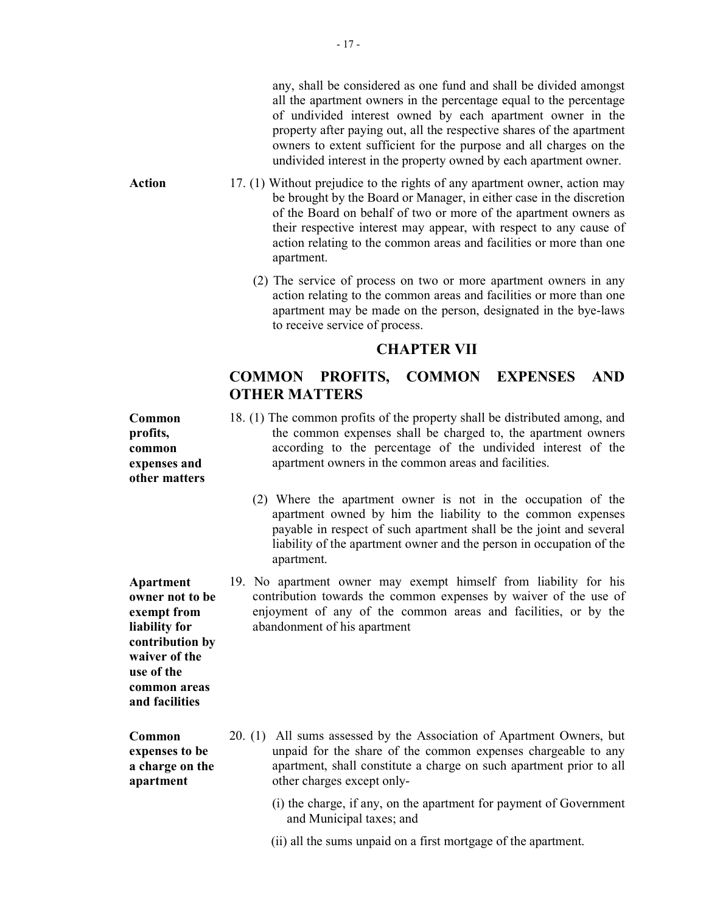any, shall be considered as one fund and shall be divided amongst all the apartment owners in the percentage equal to the percentage of undivided interest owned by each apartment owner in the property after paying out, all the respective shares of the apartment owners to extent sufficient for the purpose and all charges on the undivided interest in the property owned by each apartment owner.

**Action**

17. (1) Without prejudice to the rights of any apartment owner, action may be brought by the Board or Manager, in either case in the discretion of the Board on behalf of two or more of the apartment owners as their respective interest may appear, with respect to any cause of action relating to the common areas and facilities or more than one apartment.

(2) The service of process on two or more apartment owners in any action relating to the common areas and facilities or more than one apartment may be made on the person, designated in the bye-laws to receive service of process.

## CHAPTER VII

## COMMON PROFITS, COMMON EXPENSES AND OTHER MATTERS

**Common profits, common expenses and other matters**

18. (1) The common profits of the property shall be distributed among, and the common expenses shall be charged to, the apartment owners according to the percentage of the undivided interest of the apartment owners in the common areas and facilities.

(2) Where the apartment owner is not in the occupation of the apartment owned by him the liability to the common expenses payable in respect of such apartment shall be the joint and several liability of the apartment owner and the person in occupation of the apartment.

**Apartment owner not to be exempt from liability for contribution by waiver of the use of the common areas and facilities**

19. No apartment owner may exempt himself from liability for his contribution towards the common expenses by waiver of the use of enjoyment of any of the common areas and facilities, or by the abandonment of his apartment

**Common expenses to be a charge on the apartment**

20. (1) All sums assessed by the Association of Apartment Owners, but unpaid for the share of the common expenses chargeable to any apartment, shall constitute a charge on such apartment prior to all other charges except only-

(i) the charge, if any, on the apartment for payment of Government and Municipal taxes; and

(ii) all the sums unpaid on a first mortgage of the apartment.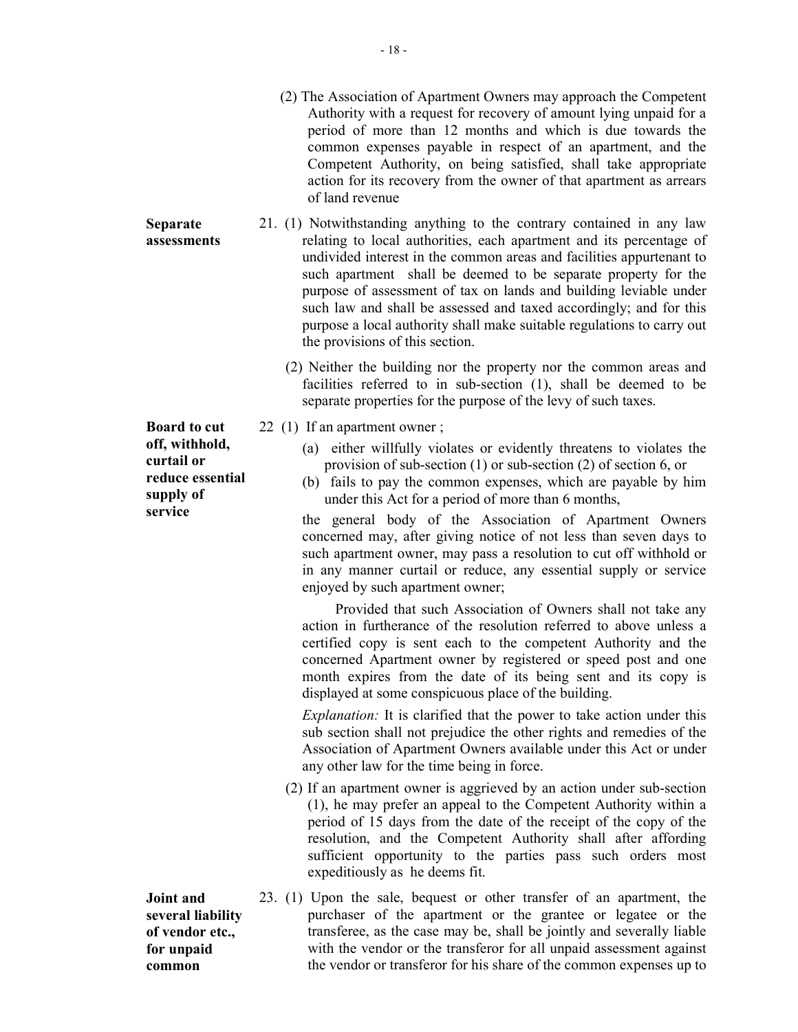(2) The Association of Apartment Owners may approach the Competent Authority with a request for recovery of amount lying unpaid for a period of more than 12 months and which is due towards the common expenses payable in respect of an apartment, and the Competent Authority, on being satisfied, shall take appropriate action for its recovery from the owner of that apartment as arrears of land revenue

**Separate assessments**

21. (1) Notwithstanding anything to the contrary contained in any law relating to local authorities, each apartment and its percentage of undivided interest in the common areas and facilities appurtenant to such apartment shall be deemed to be separate property for the purpose of assessment of tax on lands and building leviable under such law and shall be assessed and taxed accordingly; and for this purpose a local authority shall make suitable regulations to carry out the provisions of this section.

(2) Neither the building nor the property nor the common areas and facilities referred to in sub-section (1), shall be deemed to be separate properties for the purpose of the levy of such taxes.

**Board to cut off, withhold, curtail or reduce essential supply of service**

22 (1) If an apartment owner ;

(a) either willfully violates or evidently threatens to violates the provision of sub-section (1) or sub-section (2) of section 6, or

(b) fails to pay the common expenses, which are payable by him under this Act for a period of more than 6 months,

the general body of the Association of Apartment Owners concerned may, after giving notice of not less than seven days to such apartment owner, may pass a resolution to cut off withhold or in any manner curtail or reduce, any essential supply or service enjoyed by such apartment owner;

Provided that such Association of Owners shall not take any action in furtherance of the resolution referred to above unless a certified copy is sent each to the competent Authority and the concerned Apartment owner by registered or speed post and one month expires from the date of its being sent and its copy is displayed at some conspicuous place of the building.

*Explanation:* It is clarified that the power to take action under this sub section shall not prejudice the other rights and remedies of the Association of Apartment Owners available under this Act or under any other law for the time being in force.

(2) If an apartment owner is aggrieved by an action under sub-section (1), he may prefer an appeal to the Competent Authority within a period of 15 days from the date of the receipt of the copy of the resolution, and the Competent Authority shall after affording sufficient opportunity to the parties pass such orders most expeditiously as he deems fit.

**Joint and several liability of vendor etc., for unpaid common**

23. (1) Upon the sale, bequest or other transfer of an apartment, the purchaser of the apartment or the grantee or legatee or the transferee, as the case may be, shall be jointly and severally liable with the vendor or the transferor for all unpaid assessment against the vendor or transferor for his share of the common expenses up to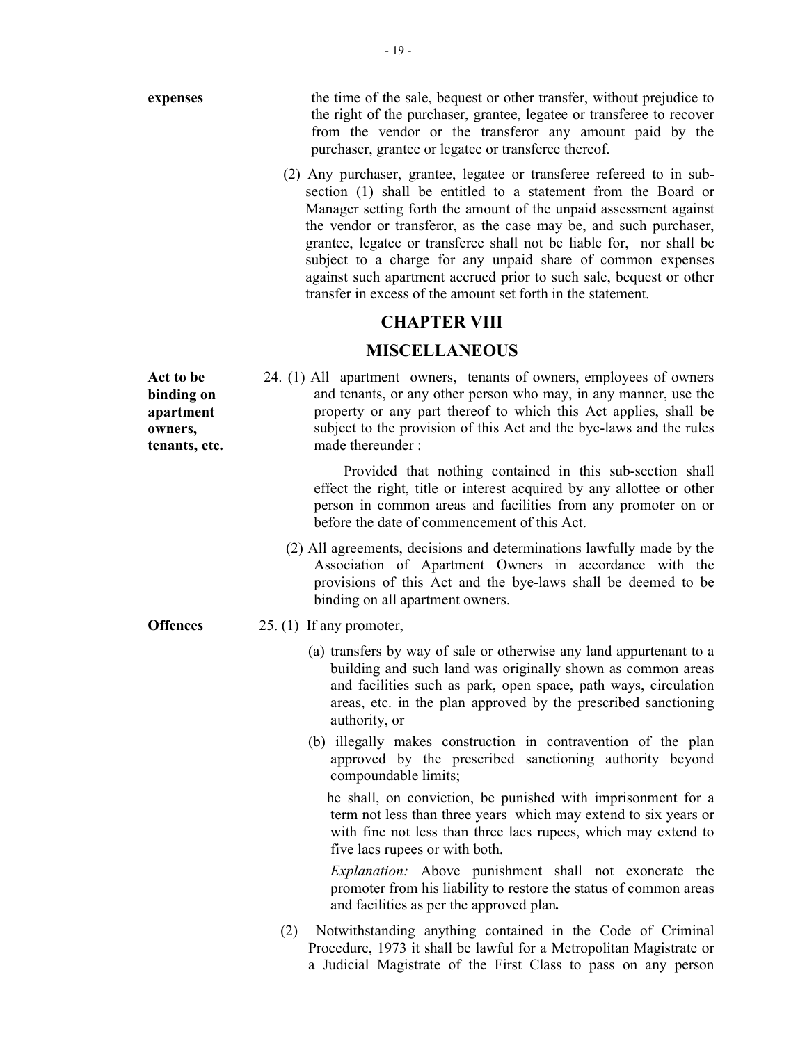**expenses**

the time of the sale, bequest or other transfer, without prejudice to the right of the purchaser, grantee, legatee or transferee to recover from the vendor or the transferor any amount paid by the purchaser, grantee or legatee or transferee thereof.

(2) Any purchaser, grantee, legatee or transferee refereed to in sub-section (1) shall be entitled to a statement from the Board or Manager setting forth the amount of the unpaid assessment against the vendor or transferor, as the case may be, and such purchaser, grantee, legatee or transferee shall not be liable for, nor shall be subject to a charge for any unpaid share of common expenses against such apartment accrued prior to such sale, bequest or other transfer in excess of the amount set forth in the statement.

## CHAPTER VIII

## MISCELLANEOUS

**Act to be binding on apartment owners, tenants, etc.**

24. (1) All apartment owners, tenants of owners, employees of owners and tenants, or any other person who may, in any manner, use the property or any part thereof to which this Act applies, shall be subject to the provision of this Act and the bye-laws and the rules made thereunder :

Provided that nothing contained in this sub-section shall effect the right, title or interest acquired by any allottee or other person in common areas and facilities from any promoter on or before the date of commencement of this Act.

(2) All agreements, decisions and determinations lawfully made by the Association of Apartment Owners in accordance with the provisions of this Act and the bye-laws shall be deemed to be binding on all apartment owners.

**Offences**

25. (1) If any promoter,

(a) transfers by way of sale or otherwise any land appurtenant to a building and such land was originally shown as common areas and facilities such as park, open space, path ways, circulation areas, etc. in the plan approved by the prescribed sanctioning authority, or

(b) illegally makes construction in contravention of the plan approved by the prescribed sanctioning authority beyond compoundable limits;

he shall, on conviction, be punished with imprisonment for a term not less than three years which may extend to six years or with fine not less than three lacs rupees, which may extend to five lacs rupees or with both.

*Explanation:* Above punishment shall not exonerate the promoter from his liability to restore the status of common areas and facilities as per the approved plan**.**

(2) Notwithstanding anything contained in the Code of Criminal Procedure, 1973 it shall be lawful for a Metropolitan Magistrate or a Judicial Magistrate of the First Class to pass on any person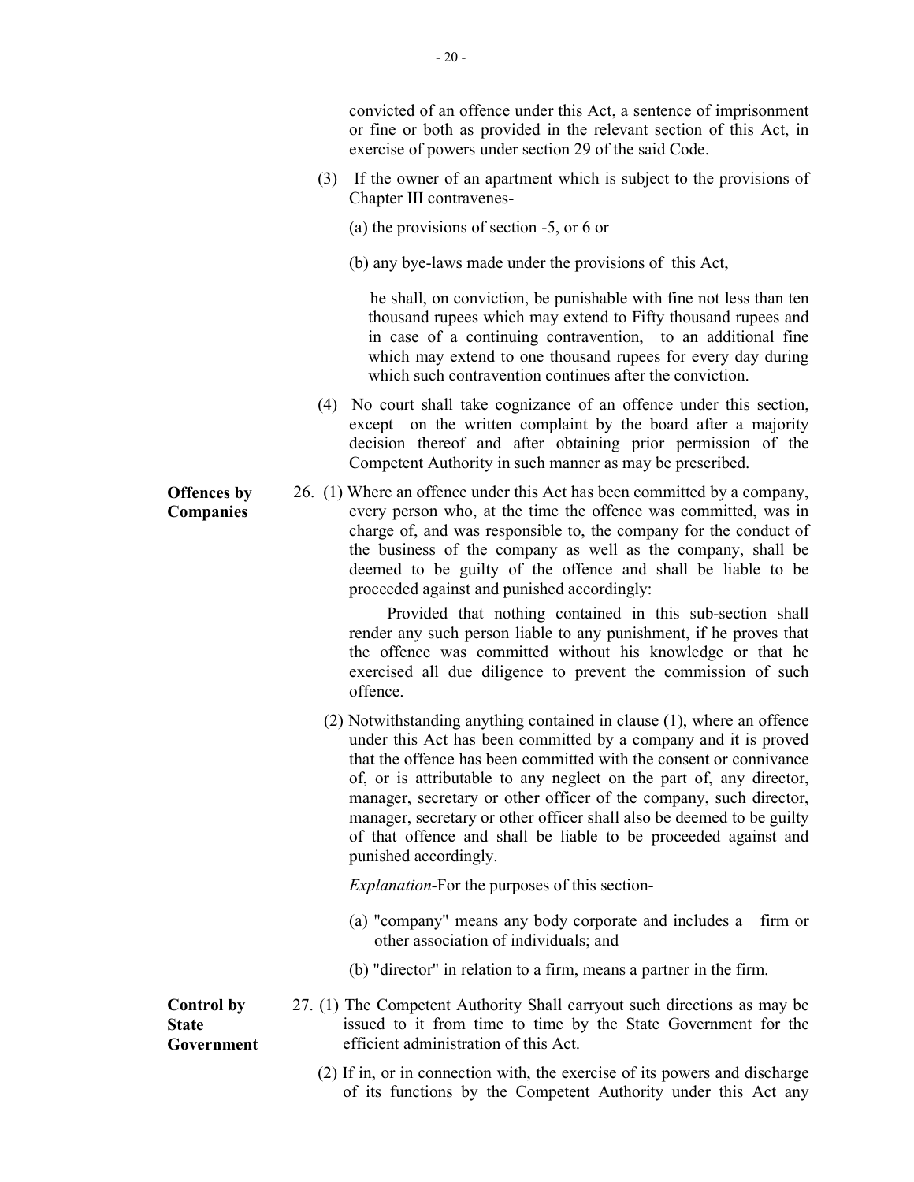convicted of an offence under this Act, a sentence of imprisonment or fine or both as provided in the relevant section of this Act, in exercise of powers under section 29 of the said Code.

(3) If the owner of an apartment which is subject to the provisions of Chapter III contravenes-

(a) the provisions of section -5, or 6 or

(b) any bye-laws made under the provisions of this Act,

he shall, on conviction, be punishable with fine not less than ten thousand rupees which may extend to Fifty thousand rupees and in case of a continuing contravention, to an additional fine which may extend to one thousand rupees for every day during which such contravention continues after the conviction.

(4) No court shall take cognizance of an offence under this section, except on the written complaint by the board after a majority decision thereof and after obtaining prior permission of the Competent Authority in such manner as may be prescribed.

**Offences by Companies**

26. (1) Where an offence under this Act has been committed by a company, every person who, at the time the offence was committed, was in charge of, and was responsible to, the company for the conduct of the business of the company as well as the company, shall be deemed to be guilty of the offence and shall be liable to be proceeded against and punished accordingly:

Provided that nothing contained in this sub-section shall render any such person liable to any punishment, if he proves that the offence was committed without his knowledge or that he exercised all due diligence to prevent the commission of such offence.

(2) Notwithstanding anything contained in clause (1), where an offence under this Act has been committed by a company and it is proved that the offence has been committed with the consent or connivance of, or is attributable to any neglect on the part of, any director, manager, secretary or other officer of the company, such director, manager, secretary or other officer shall also be deemed to be guilty of that offence and shall be liable to be proceeded against and punished accordingly.

*Explanation*-For the purposes of this section-

(a) "company" means any body corporate and includes a firm or other association of individuals; and

(b) "director" in relation to a firm, means a partner in the firm.

**Control by State Government**

27. (1) The Competent Authority Shall carryout such directions as may be issued to it from time to time by the State Government for the efficient administration of this Act.

(2) If in, or in connection with, the exercise of its powers and discharge of its functions by the Competent Authority under this Act any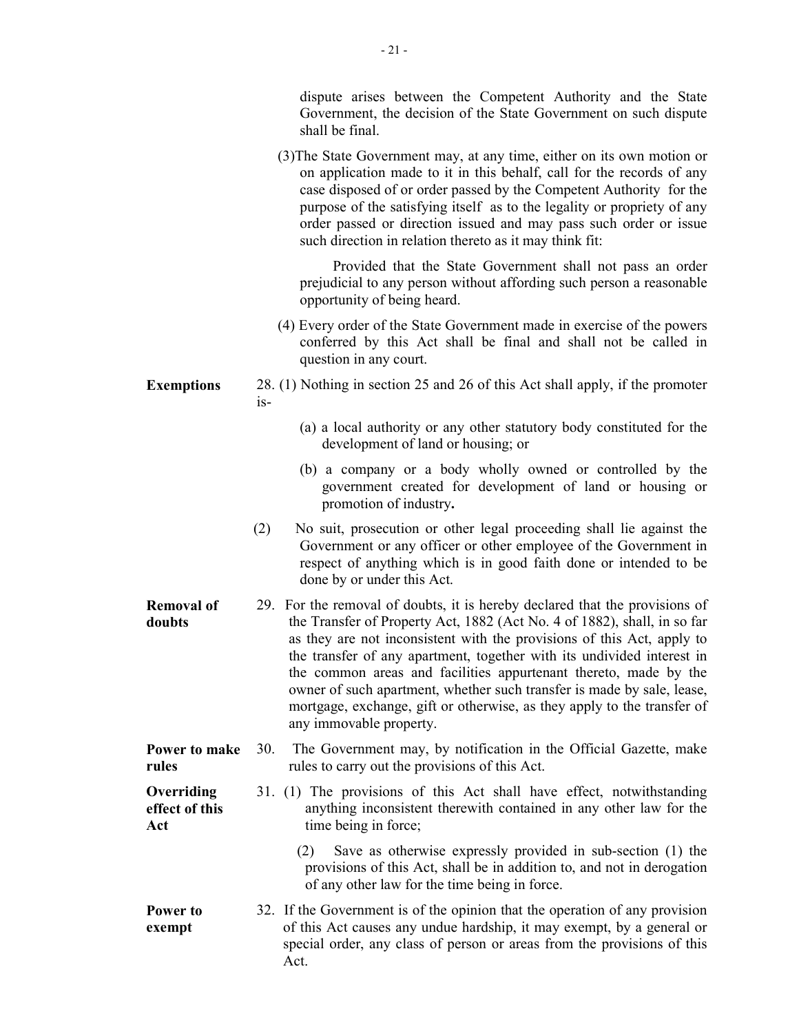dispute arises between the Competent Authority and the State Government, the decision of the State Government on such dispute shall be final.

(3)The State Government may, at any time, either on its own motion or on application made to it in this behalf, call for the records of any case disposed of or order passed by the Competent Authority for the purpose of the satisfying itself as to the legality or propriety of any order passed or direction issued and may pass such order or issue such direction in relation thereto as it may think fit:

Provided that the State Government shall not pass an order prejudicial to any person without affording such person a reasonable opportunity of being heard.

(4) Every order of the State Government made in exercise of the powers conferred by this Act shall be final and shall not be called in question in any court.

**Exemptions**

28. (1) Nothing in section 25 and 26 of this Act shall apply, if the promoter is-

(a) a local authority or any other statutory body constituted for the development of land or housing; or

(b) a company or a body wholly owned or controlled by the government created for development of land or housing or promotion of industry**.**

(2) No suit, prosecution or other legal proceeding shall lie against the Government or any officer or other employee of the Government in respect of anything which is in good faith done or intended to be done by or under this Act.

**Removal of doubts**

29. For the removal of doubts, it is hereby declared that the provisions of the Transfer of Property Act, 1882 (Act No. 4 of 1882), shall, in so far as they are not inconsistent with the provisions of this Act, apply to the transfer of any apartment, together with its undivided interest in the common areas and facilities appurtenant thereto, made by the owner of such apartment, whether such transfer is made by sale, lease, mortgage, exchange, gift or otherwise, as they apply to the transfer of any immovable property.

**Power to make rules**

30. The Government may, by notification in the Official Gazette, make rules to carry out the provisions of this Act.

**Overriding effect of this Act**

31. (1) The provisions of this Act shall have effect, notwithstanding anything inconsistent therewith contained in any other law for the time being in force;

(2) Save as otherwise expressly provided in sub-section (1) the provisions of this Act, shall be in addition to, and not in derogation of any other law for the time being in force.

**Power to exempt**

32. If the Government is of the opinion that the operation of any provision of this Act causes any undue hardship, it may exempt, by a general or special order, any class of person or areas from the provisions of this Act.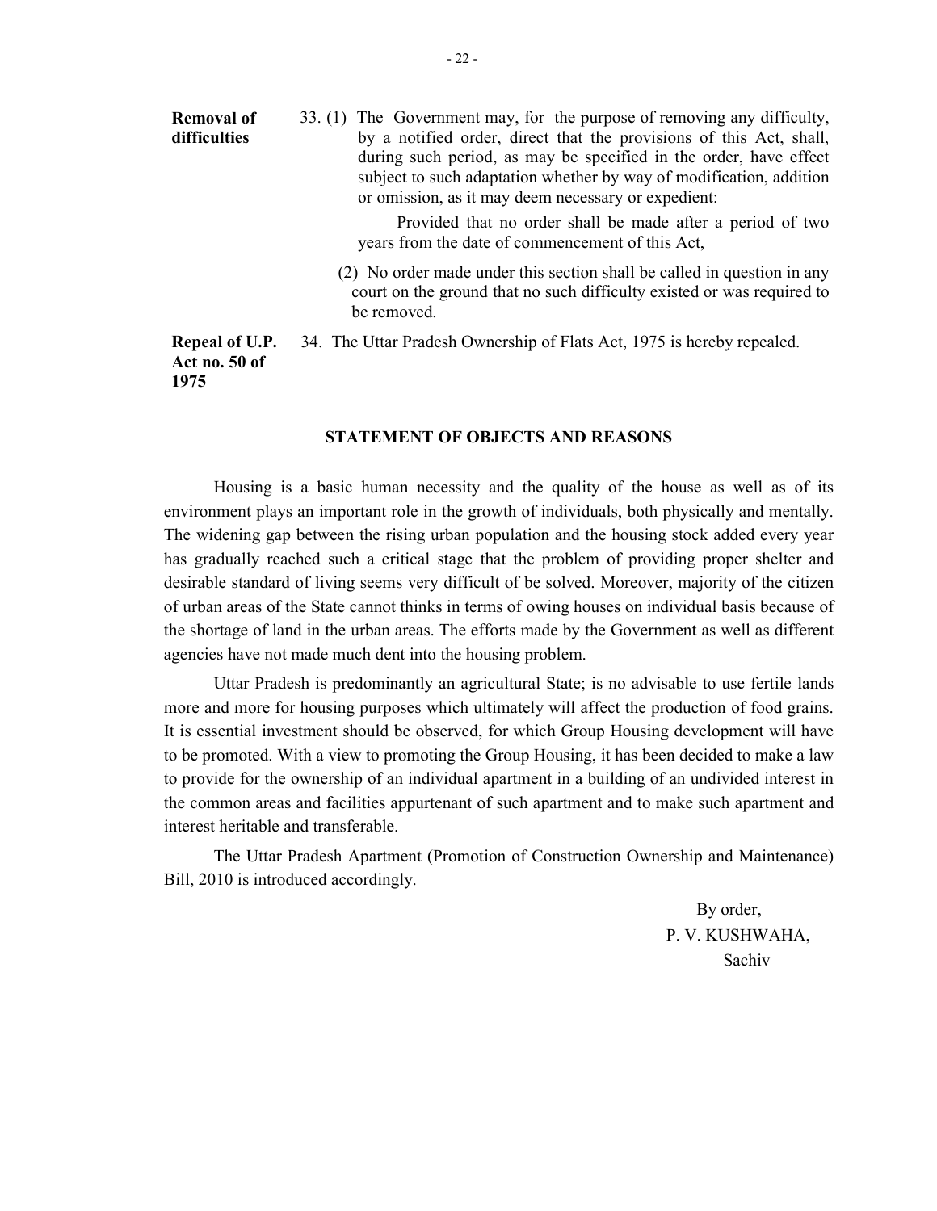**Removal of difficulties**

33. (1) The Government may, for the purpose of removing any difficulty, by a notified order, direct that the provisions of this Act, shall, during such period, as may be specified in the order, have effect subject to such adaptation whether by way of modification, addition or omission, as it may deem necessary or expedient:

Provided that no order shall be made after a period of two years from the date of commencement of this Act,

(2) No order made under this section shall be called in question in any court on the ground that no such difficulty existed or was required to be removed.

**Repeal of U.P. Act no. 50 of 1975**

34. The Uttar Pradesh Ownership of Flats Act, 1975 is hereby repealed.

## STATEMENT OF OBJECTS AND REASONS

Housing is a basic human necessity and the quality of the house as well as of its environment plays an important role in the growth of individuals, both physically and mentally. The widening gap between the rising urban population and the housing stock added every year has gradually reached such a critical stage that the problem of providing proper shelter and desirable standard of living seems very difficult of be solved. Moreover, majority of the citizen of urban areas of the State cannot thinks in terms of owing houses on individual basis because of the shortage of land in the urban areas. The efforts made by the Government as well as different agencies have not made much dent into the housing problem.

Uttar Pradesh is predominantly an agricultural State; is no advisable to use fertile lands more and more for housing purposes which ultimately will affect the production of food grains. It is essential investment should be observed, for which Group Housing development will have to be promoted. With a view to promoting the Group Housing, it has been decided to make a law to provide for the ownership of an individual apartment in a building of an undivided interest in the common areas and facilities appurtenant of such apartment and to make such apartment and interest heritable and transferable.

The Uttar Pradesh Apartment (Promotion of Construction Ownership and Maintenance) Bill, 2010 is introduced accordingly.

By order,
P. V. KUSHWAHA,
Sachiv